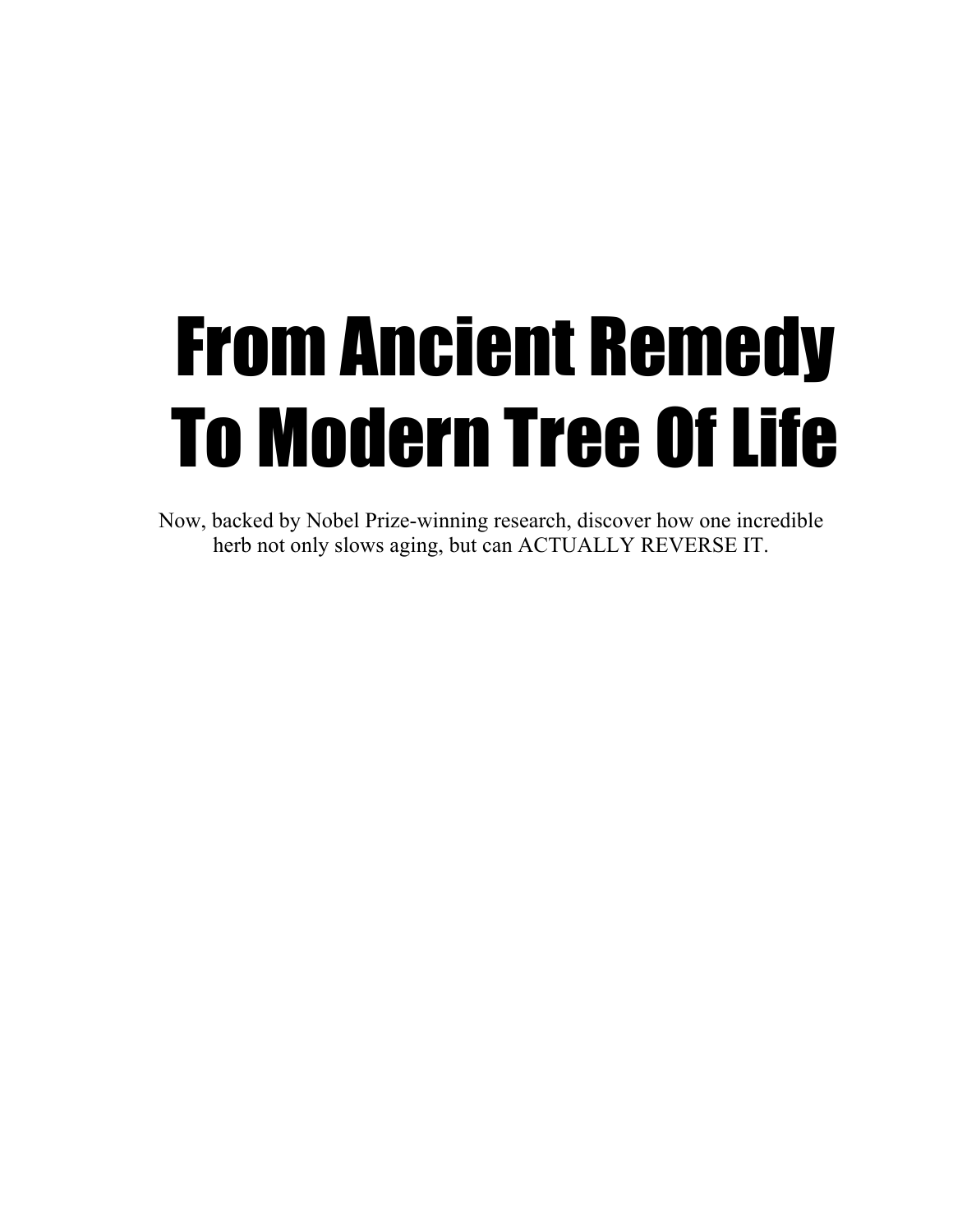# From Ancient Remedy To Modern Tree Of Life

Now, backed by Nobel Prize-winning research, discover how one incredible herb not only slows aging, but can ACTUALLY REVERSE IT.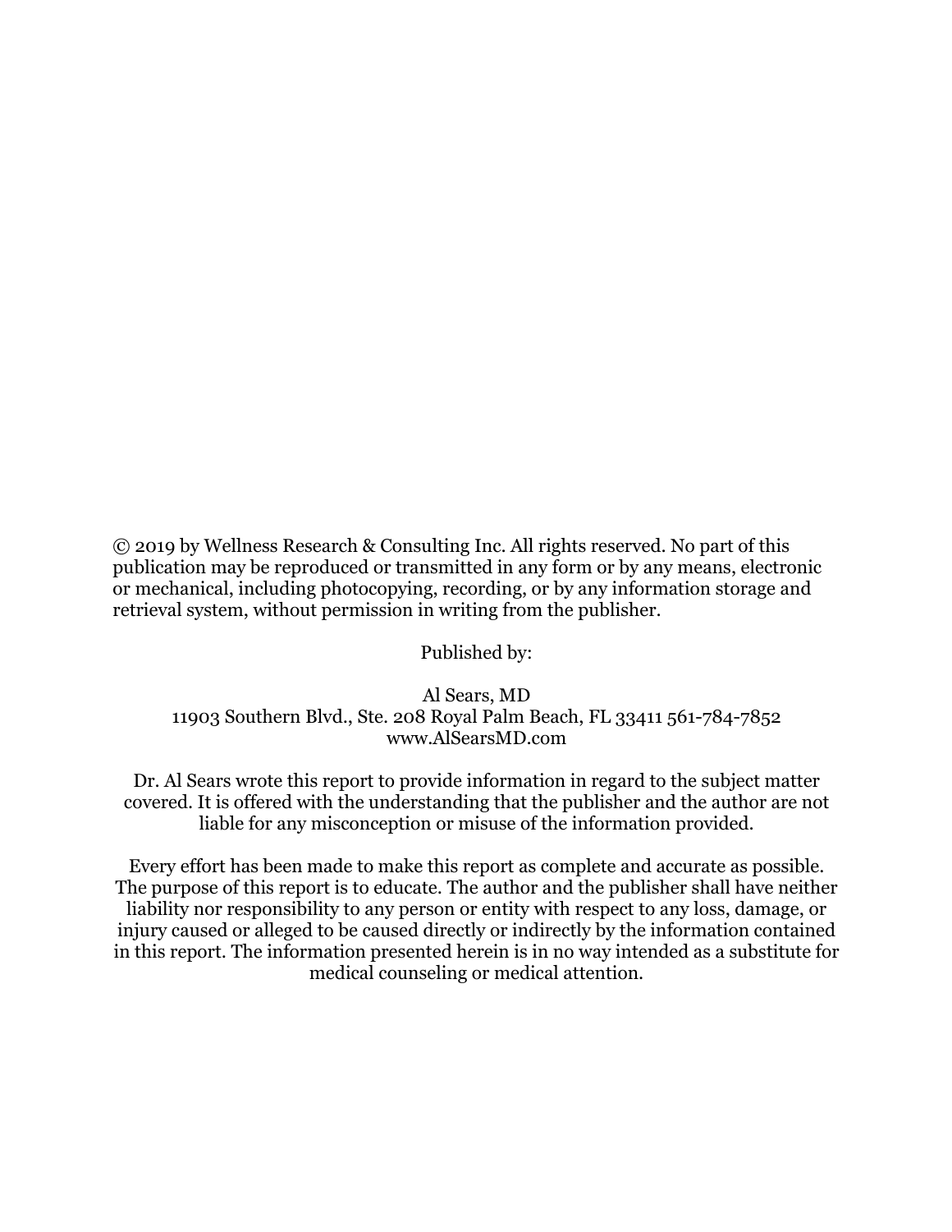© 2019 by Wellness Research & Consulting Inc. All rights reserved. No part of this publication may be reproduced or transmitted in any form or by any means, electronic or mechanical, including photocopying, recording, or by any information storage and retrieval system, without permission in writing from the publisher.

Published by:

Al Sears, MD
11903 Southern Blvd., Ste. 208 Royal Palm Beach, FL 33411 561-784-7852
www.AlSearsMD.com

Dr. Al Sears wrote this report to provide information in regard to the subject matter covered. It is offered with the understanding that the publisher and the author are not liable for any misconception or misuse of the information provided.

Every effort has been made to make this report as complete and accurate as possible. The purpose of this report is to educate. The author and the publisher shall have neither liability nor responsibility to any person or entity with respect to any loss, damage, or injury caused or alleged to be caused directly or indirectly by the information contained in this report. The information presented herein is in no way intended as a substitute for medical counseling or medical attention.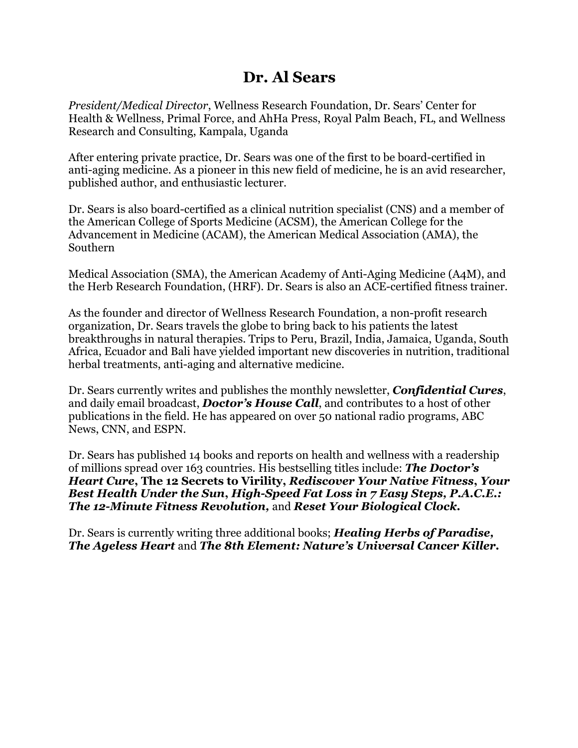# Dr. Al Sears

*President/Medical Director*, Wellness Research Foundation, Dr. Sears' Center for Health & Wellness, Primal Force, and AhHa Press, Royal Palm Beach, FL, and Wellness Research and Consulting, Kampala, Uganda

After entering private practice, Dr. Sears was one of the first to be board-certified in anti-aging medicine. As a pioneer in this new field of medicine, he is an avid researcher, published author, and enthusiastic lecturer.

Dr. Sears is also board-certified as a clinical nutrition specialist (CNS) and a member of the American College of Sports Medicine (ACSM), the American College for the Advancement in Medicine (ACAM), the American Medical Association (AMA), the Southern

Medical Association (SMA), the American Academy of Anti-Aging Medicine (A4M), and the Herb Research Foundation, (HRF). Dr. Sears is also an ACE-certified fitness trainer.

As the founder and director of Wellness Research Foundation, a non-profit research organization, Dr. Sears travels the globe to bring back to his patients the latest breakthroughs in natural therapies. Trips to Peru, Brazil, India, Jamaica, Uganda, South Africa, Ecuador and Bali have yielded important new discoveries in nutrition, traditional herbal treatments, anti-aging and alternative medicine.

Dr. Sears currently writes and publishes the monthly newsletter, ***Confidential Cures***, and daily email broadcast, ***Doctor's House Call***, and contributes to a host of other publications in the field. He has appeared on over 50 national radio programs, ABC News, CNN, and ESPN.

Dr. Sears has published 14 books and reports on health and wellness with a readership of millions spread over 163 countries. His bestselling titles include: ***The Doctor's Heart Cure*, The 12 Secrets to Virility, *Rediscover Your Native Fitness*, *Your Best Health Under the Sun*, *High-Speed Fat Loss in 7 Easy Steps*, *P.A.C.E.: The 12-Minute Fitness Revolution*,** and ***Reset Your Biological Clock.***

Dr. Sears is currently writing three additional books; ***Healing Herbs of Paradise*, *The Ageless Heart*** and ***The 8th Element: Nature's Universal Cancer Killer.***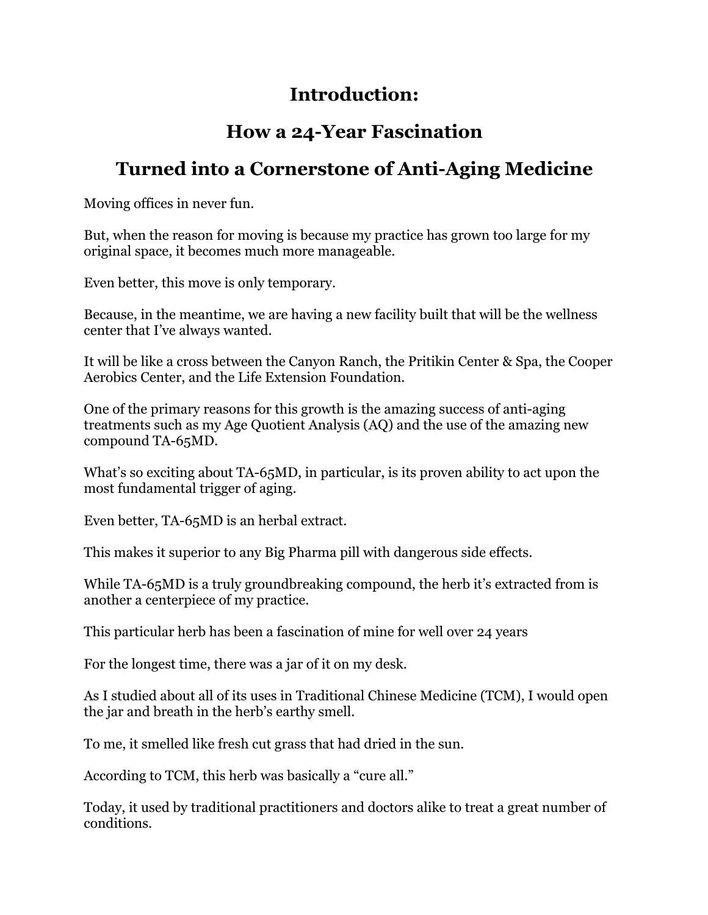# Introduction:

# How a 24-Year Fascination

# Turned into a Cornerstone of Anti-Aging Medicine

Moving offices in never fun.

But, when the reason for moving is because my practice has grown too large for my original space, it becomes much more manageable.

Even better, this move is only temporary.

Because, in the meantime, we are having a new facility built that will be the wellness center that I've always wanted.

It will be like a cross between the Canyon Ranch, the Pritikin Center & Spa, the Cooper Aerobics Center, and the Life Extension Foundation.

One of the primary reasons for this growth is the amazing success of anti-aging treatments such as my Age Quotient Analysis (AQ) and the use of the amazing new compound TA-65MD.

What's so exciting about TA-65MD, in particular, is its proven ability to act upon the most fundamental trigger of aging.

Even better, TA-65MD is an herbal extract.

This makes it superior to any Big Pharma pill with dangerous side effects.

While TA-65MD is a truly groundbreaking compound, the herb it's extracted from is another a centerpiece of my practice.

This particular herb has been a fascination of mine for well over 24 years

For the longest time, there was a jar of it on my desk.

As I studied about all of its uses in Traditional Chinese Medicine (TCM), I would open the jar and breath in the herb's earthy smell.

To me, it smelled like fresh cut grass that had dried in the sun.

According to TCM, this herb was basically a "cure all."

Today, it used by traditional practitioners and doctors alike to treat a great number of conditions.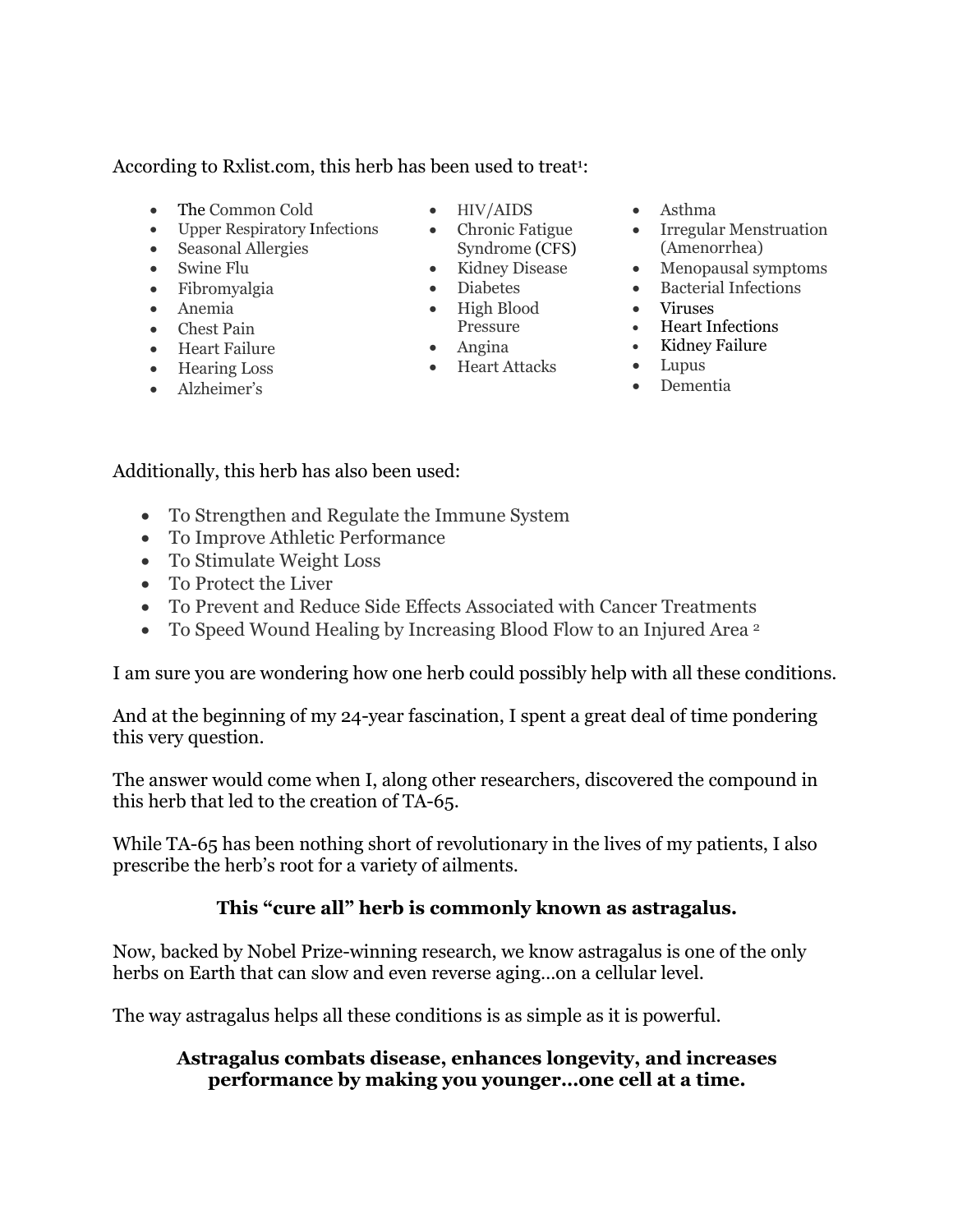According to Rxlist.com, this herb has been used to treat[1]:

- The Common Cold
- Upper Respiratory Infections
- Seasonal Allergies
- Swine Flu
- Fibromyalgia
- Anemia
- Chest Pain
- Heart Failure
- Hearing Loss
- Alzheimer's
- HIV/AIDS
- Chronic Fatigue Syndrome (CFS)
- Kidney Disease
- Diabetes
- High Blood Pressure
- Angina
- Heart Attacks
- Asthma
- Irregular Menstruation (Amenorrhea)
- Menopausal symptoms
- Bacterial Infections
- Viruses
- Heart Infections
- Kidney Failure
- Lupus
- Dementia

Additionally, this herb has also been used:

- To Strengthen and Regulate the Immune System
- To Improve Athletic Performance
- To Stimulate Weight Loss
- To Protect the Liver
- To Prevent and Reduce Side Effects Associated with Cancer Treatments
- To Speed Wound Healing by Increasing Blood Flow to an Injured Area [2]

I am sure you are wondering how one herb could possibly help with all these conditions.

And at the beginning of my 24-year fascination, I spent a great deal of time pondering this very question.

The answer would come when I, along other researchers, discovered the compound in this herb that led to the creation of TA-65.

While TA-65 has been nothing short of revolutionary in the lives of my patients, I also prescribe the herb's root for a variety of ailments.

**This "cure all" herb is commonly known as astragalus.**

Now, backed by Nobel Prize-winning research, we know astragalus is one of the only herbs on Earth that can slow and even reverse aging…on a cellular level.

The way astragalus helps all these conditions is as simple as it is powerful.

**Astragalus combats disease, enhances longevity, and increases performance by making you younger…one cell at a time.**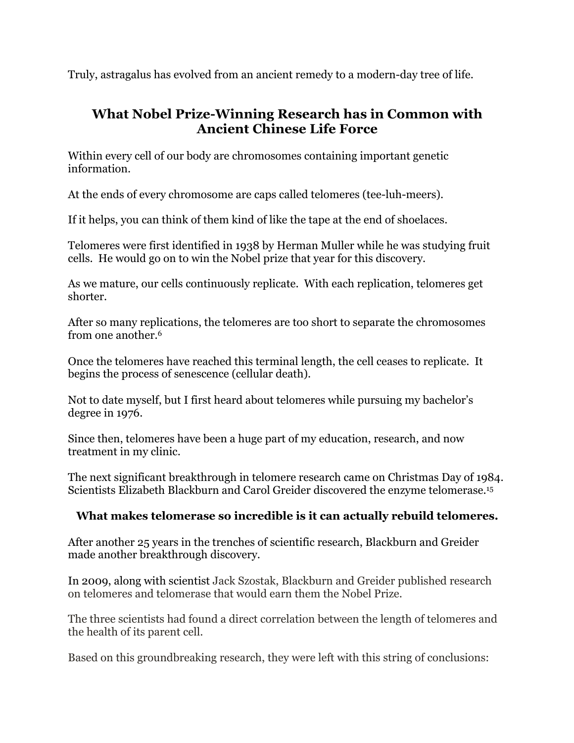Truly, astragalus has evolved from an ancient remedy to a modern-day tree of life.

## What Nobel Prize-Winning Research has in Common with Ancient Chinese Life Force

Within every cell of our body are chromosomes containing important genetic information.

At the ends of every chromosome are caps called telomeres (tee-luh-meers).

If it helps, you can think of them kind of like the tape at the end of shoelaces.

Telomeres were first identified in 1938 by Herman Muller while he was studying fruit cells. He would go on to win the Nobel prize that year for this discovery.

As we mature, our cells continuously replicate. With each replication, telomeres get shorter.

After so many replications, the telomeres are too short to separate the chromosomes from one another.[6]

Once the telomeres have reached this terminal length, the cell ceases to replicate. It begins the process of senescence (cellular death).

Not to date myself, but I first heard about telomeres while pursuing my bachelor's degree in 1976.

Since then, telomeres have been a huge part of my education, research, and now treatment in my clinic.

The next significant breakthrough in telomere research came on Christmas Day of 1984. Scientists Elizabeth Blackburn and Carol Greider discovered the enzyme telomerase.[15]

**What makes telomerase so incredible is it can actually rebuild telomeres.**

After another 25 years in the trenches of scientific research, Blackburn and Greider made another breakthrough discovery.

In 2009, along with scientist Jack Szostak, Blackburn and Greider published research on telomeres and telomerase that would earn them the Nobel Prize.

The three scientists had found a direct correlation between the length of telomeres and the health of its parent cell.

Based on this groundbreaking research, they were left with this string of conclusions: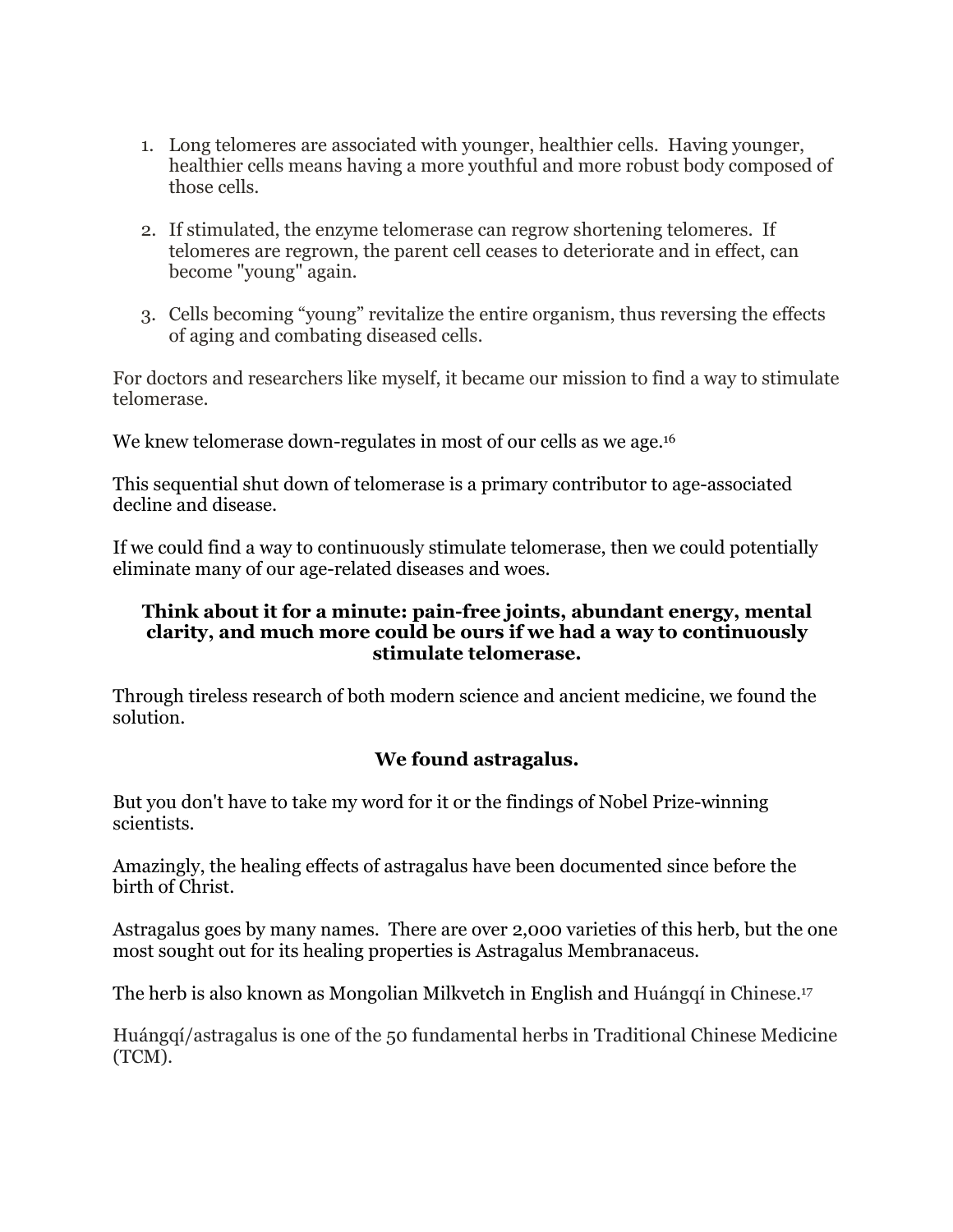1. Long telomeres are associated with younger, healthier cells. Having younger, healthier cells means having a more youthful and more robust body composed of those cells.

2. If stimulated, the enzyme telomerase can regrow shortening telomeres. If telomeres are regrown, the parent cell ceases to deteriorate and in effect, can become "young" again.

3. Cells becoming "young" revitalize the entire organism, thus reversing the effects of aging and combating diseased cells.

For doctors and researchers like myself, it became our mission to find a way to stimulate telomerase.

We knew telomerase down-regulates in most of our cells as we age.[16]

This sequential shut down of telomerase is a primary contributor to age-associated decline and disease.

If we could find a way to continuously stimulate telomerase, then we could potentially eliminate many of our age-related diseases and woes.

**Think about it for a minute: pain-free joints, abundant energy, mental clarity, and much more could be ours if we had a way to continuously stimulate telomerase.**

Through tireless research of both modern science and ancient medicine, we found the solution.

**We found astragalus.**

But you don't have to take my word for it or the findings of Nobel Prize-winning scientists.

Amazingly, the healing effects of astragalus have been documented since before the birth of Christ.

Astragalus goes by many names. There are over 2,000 varieties of this herb, but the one most sought out for its healing properties is Astragalus Membranaceus.

The herb is also known as Mongolian Milkvetch in English and Huángqí in Chinese.[17]

Huángqí/astragalus is one of the 50 fundamental herbs in Traditional Chinese Medicine (TCM).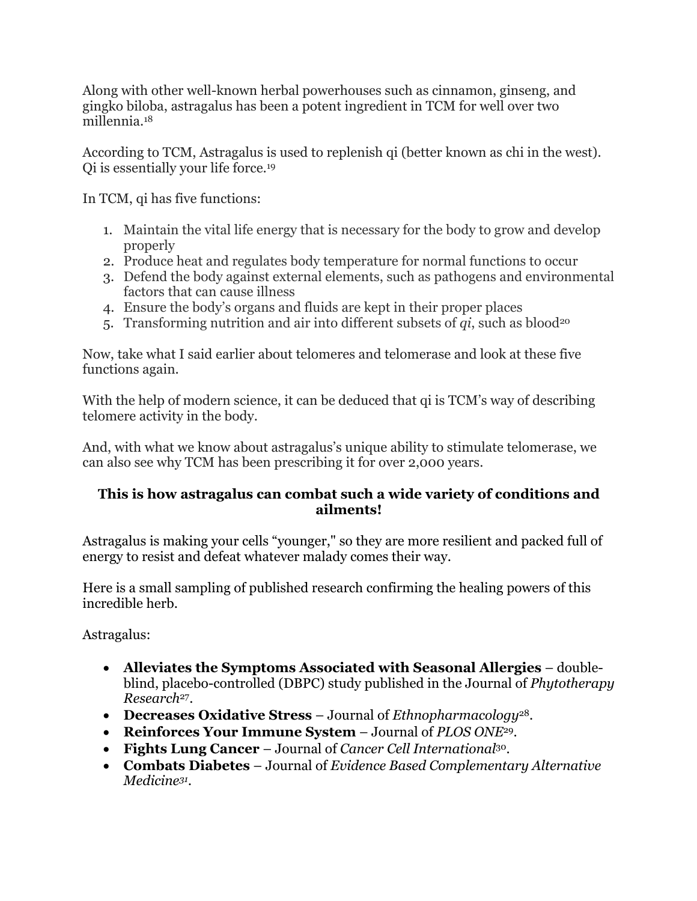Along with other well-known herbal powerhouses such as cinnamon, ginseng, and gingko biloba, astragalus has been a potent ingredient in TCM for well over two millennia.[18]

According to TCM, Astragalus is used to replenish qi (better known as chi in the west). Qi is essentially your life force.[19]

In TCM, qi has five functions:

1. Maintain the vital life energy that is necessary for the body to grow and develop properly
2. Produce heat and regulates body temperature for normal functions to occur
3. Defend the body against external elements, such as pathogens and environmental factors that can cause illness
4. Ensure the body's organs and fluids are kept in their proper places
5. Transforming nutrition and air into different subsets of *qi*, such as blood[20]

Now, take what I said earlier about telomeres and telomerase and look at these five functions again.

With the help of modern science, it can be deduced that qi is TCM's way of describing telomere activity in the body.

And, with what we know about astragalus's unique ability to stimulate telomerase, we can also see why TCM has been prescribing it for over 2,000 years.

**This is how astragalus can combat such a wide variety of conditions and ailments!**

Astragalus is making your cells "younger," so they are more resilient and packed full of energy to resist and defeat whatever malady comes their way.

Here is a small sampling of published research confirming the healing powers of this incredible herb.

Astragalus:

- **Alleviates the Symptoms Associated with Seasonal Allergies** – double-blind, placebo-controlled (DBPC) study published in the Journal of *Phytotherapy Research*[27].
- **Decreases Oxidative Stress** – Journal of *Ethnopharmacology*[28].
- **Reinforces Your Immune System** – Journal of *PLOS ONE*[29].
- **Fights Lung Cancer** – Journal of *Cancer Cell International*[30].
- **Combats Diabetes** – Journal of *Evidence Based Complementary Alternative Medicine*[31].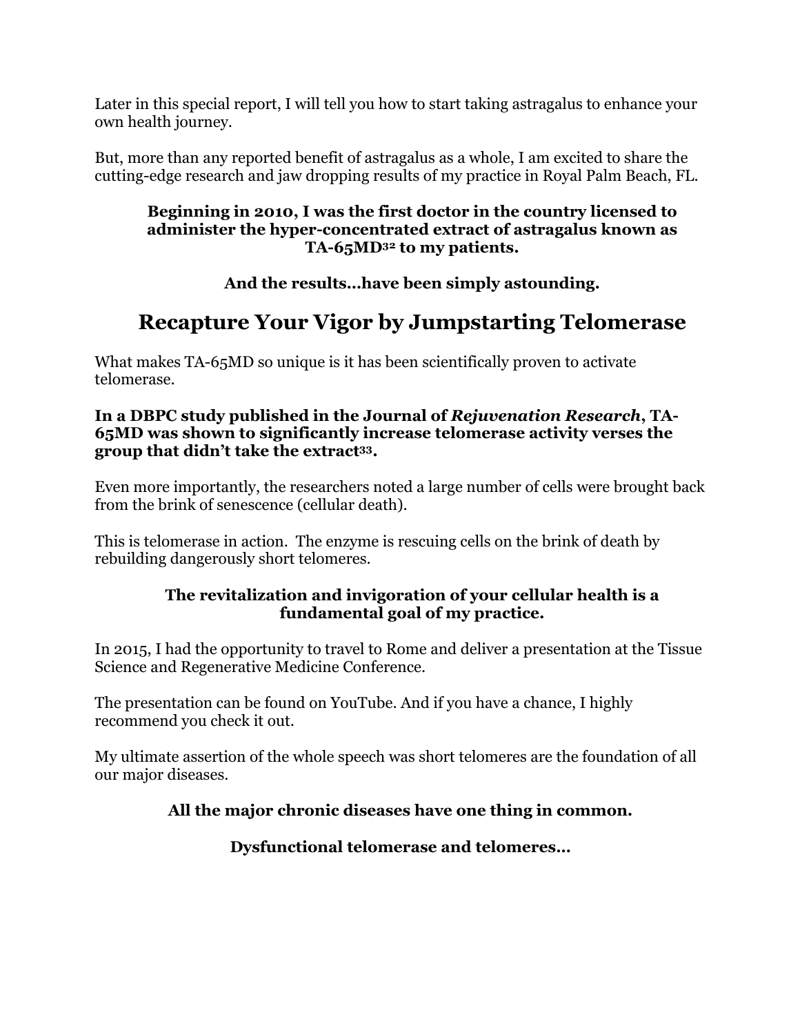Later in this special report, I will tell you how to start taking astragalus to enhance your own health journey.

But, more than any reported benefit of astragalus as a whole, I am excited to share the cutting-edge research and jaw dropping results of my practice in Royal Palm Beach, FL.

**Beginning in 2010, I was the first doctor in the country licensed to administer the hyper-concentrated extract of astragalus known as TA-65MD[32] to my patients.**

**And the results…have been simply astounding.**

## Recapture Your Vigor by Jumpstarting Telomerase

What makes TA-65MD so unique is it has been scientifically proven to activate telomerase.

**In a DBPC study published in the Journal of *Rejuvenation Research*, TA-65MD was shown to significantly increase telomerase activity verses the group that didn't take the extract[33].**

Even more importantly, the researchers noted a large number of cells were brought back from the brink of senescence (cellular death).

This is telomerase in action. The enzyme is rescuing cells on the brink of death by rebuilding dangerously short telomeres.

**The revitalization and invigoration of your cellular health is a fundamental goal of my practice.**

In 2015, I had the opportunity to travel to Rome and deliver a presentation at the Tissue Science and Regenerative Medicine Conference.

The presentation can be found on YouTube. And if you have a chance, I highly recommend you check it out.

My ultimate assertion of the whole speech was short telomeres are the foundation of all our major diseases.

**All the major chronic diseases have one thing in common.**

**Dysfunctional telomerase and telomeres…**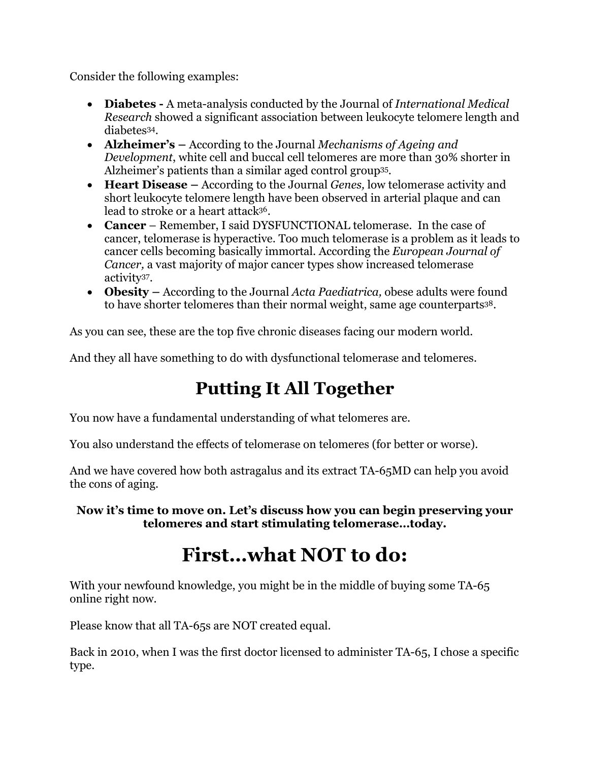Consider the following examples:

- **Diabetes -** A meta-analysis conducted by the Journal of *International Medical Research* showed a significant association between leukocyte telomere length and diabetes[34].
- **Alzheimer's –** According to the Journal *Mechanisms of Ageing and Development*, white cell and buccal cell telomeres are more than 30% shorter in Alzheimer's patients than a similar aged control group[35].
- **Heart Disease –** According to the Journal *Genes,* low telomerase activity and short leukocyte telomere length have been observed in arterial plaque and can lead to stroke or a heart attack[36].
- **Cancer** – Remember, I said DYSFUNCTIONAL telomerase. In the case of cancer, telomerase is hyperactive. Too much telomerase is a problem as it leads to cancer cells becoming basically immortal. According the *European Journal of Cancer,* a vast majority of major cancer types show increased telomerase activity[37].
- **Obesity –** According to the Journal *Acta Paediatrica,* obese adults were found to have shorter telomeres than their normal weight, same age counterparts[38].

As you can see, these are the top five chronic diseases facing our modern world.

And they all have something to do with dysfunctional telomerase and telomeres.

## Putting It All Together

You now have a fundamental understanding of what telomeres are.

You also understand the effects of telomerase on telomeres (for better or worse).

And we have covered how both astragalus and its extract TA-65MD can help you avoid the cons of aging.

**Now it's time to move on. Let's discuss how you can begin preserving your telomeres and start stimulating telomerase…today.**

# First…what NOT to do:

With your newfound knowledge, you might be in the middle of buying some TA-65 online right now.

Please know that all TA-65s are NOT created equal.

Back in 2010, when I was the first doctor licensed to administer TA-65, I chose a specific type.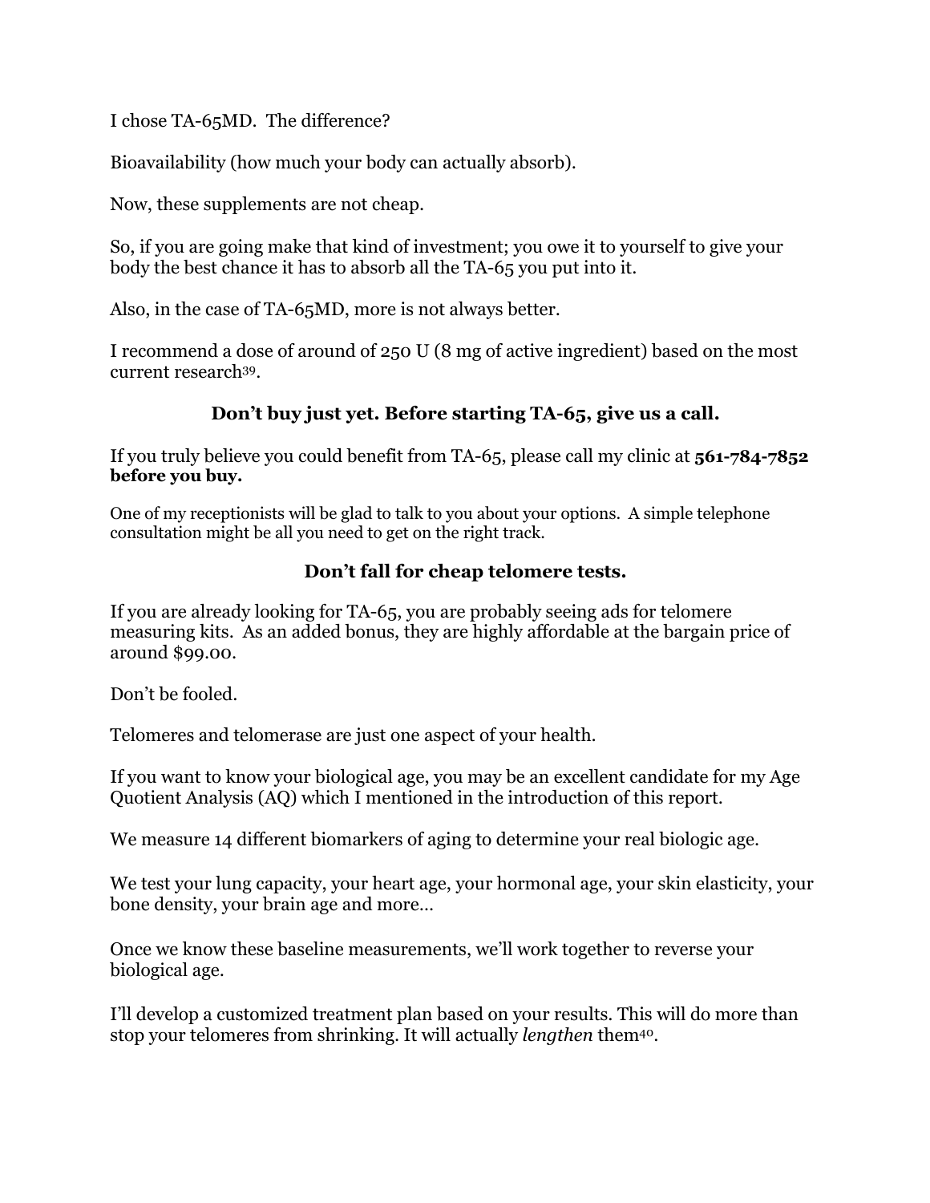I chose TA-65MD. The difference?

Bioavailability (how much your body can actually absorb).

Now, these supplements are not cheap.

So, if you are going make that kind of investment; you owe it to yourself to give your body the best chance it has to absorb all the TA-65 you put into it.

Also, in the case of TA-65MD, more is not always better.

I recommend a dose of around of 250 U (8 mg of active ingredient) based on the most current research[39].

**Don't buy just yet. Before starting TA-65, give us a call.**

If you truly believe you could benefit from TA-65, please call my clinic at **561-784-7852 before you buy.**

One of my receptionists will be glad to talk to you about your options. A simple telephone consultation might be all you need to get on the right track.

**Don't fall for cheap telomere tests.**

If you are already looking for TA-65, you are probably seeing ads for telomere measuring kits. As an added bonus, they are highly affordable at the bargain price of around $99.00.

Don't be fooled.

Telomeres and telomerase are just one aspect of your health.

If you want to know your biological age, you may be an excellent candidate for my Age Quotient Analysis (AQ) which I mentioned in the introduction of this report.

We measure 14 different biomarkers of aging to determine your real biologic age.

We test your lung capacity, your heart age, your hormonal age, your skin elasticity, your bone density, your brain age and more…

Once we know these baseline measurements, we'll work together to reverse your biological age.

I'll develop a customized treatment plan based on your results. This will do more than stop your telomeres from shrinking. It will actually *lengthen* them[40].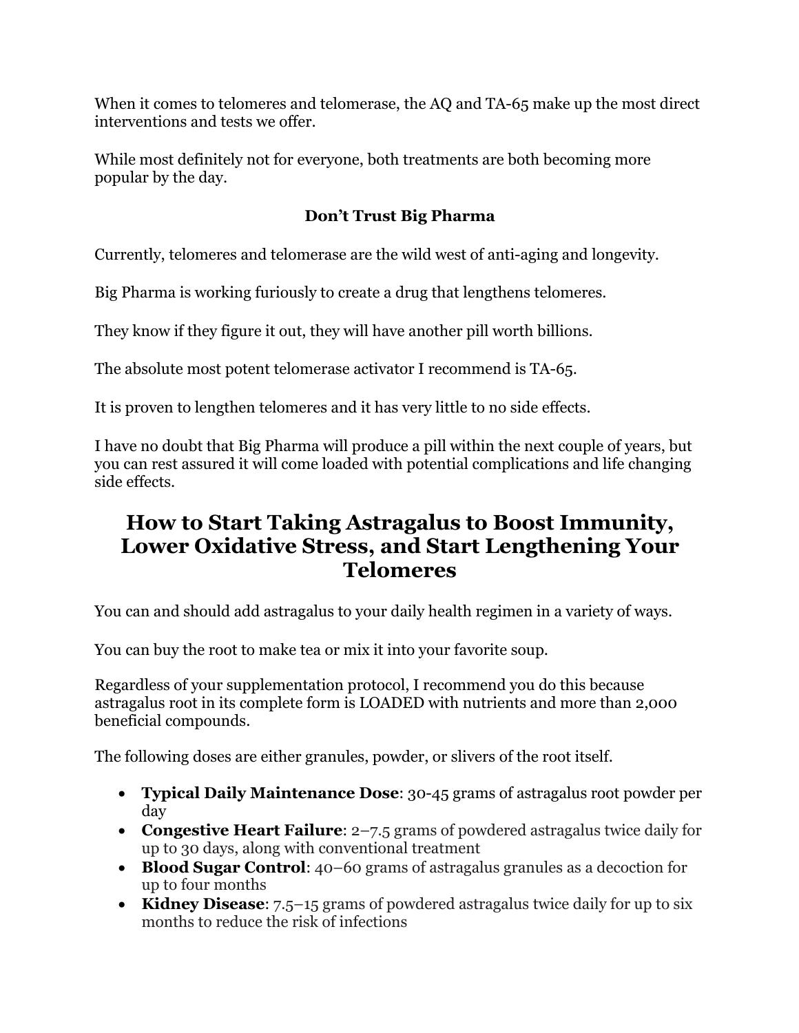When it comes to telomeres and telomerase, the AQ and TA-65 make up the most direct interventions and tests we offer.

While most definitely not for everyone, both treatments are both becoming more popular by the day.

**Don't Trust Big Pharma**

Currently, telomeres and telomerase are the wild west of anti-aging and longevity.

Big Pharma is working furiously to create a drug that lengthens telomeres.

They know if they figure it out, they will have another pill worth billions.

The absolute most potent telomerase activator I recommend is TA-65.

It is proven to lengthen telomeres and it has very little to no side effects.

I have no doubt that Big Pharma will produce a pill within the next couple of years, but you can rest assured it will come loaded with potential complications and life changing side effects.

## How to Start Taking Astragalus to Boost Immunity, Lower Oxidative Stress, and Start Lengthening Your Telomeres

You can and should add astragalus to your daily health regimen in a variety of ways.

You can buy the root to make tea or mix it into your favorite soup.

Regardless of your supplementation protocol, I recommend you do this because astragalus root in its complete form is LOADED with nutrients and more than 2,000 beneficial compounds.

The following doses are either granules, powder, or slivers of the root itself.

- **Typical Daily Maintenance Dose**: 30-45 grams of astragalus root powder per day
- **Congestive Heart Failure**: 2–7.5 grams of powdered astragalus twice daily for up to 30 days, along with conventional treatment
- **Blood Sugar Control**: 40–60 grams of astragalus granules as a decoction for up to four months
- **Kidney Disease**: 7.5–15 grams of powdered astragalus twice daily for up to six months to reduce the risk of infections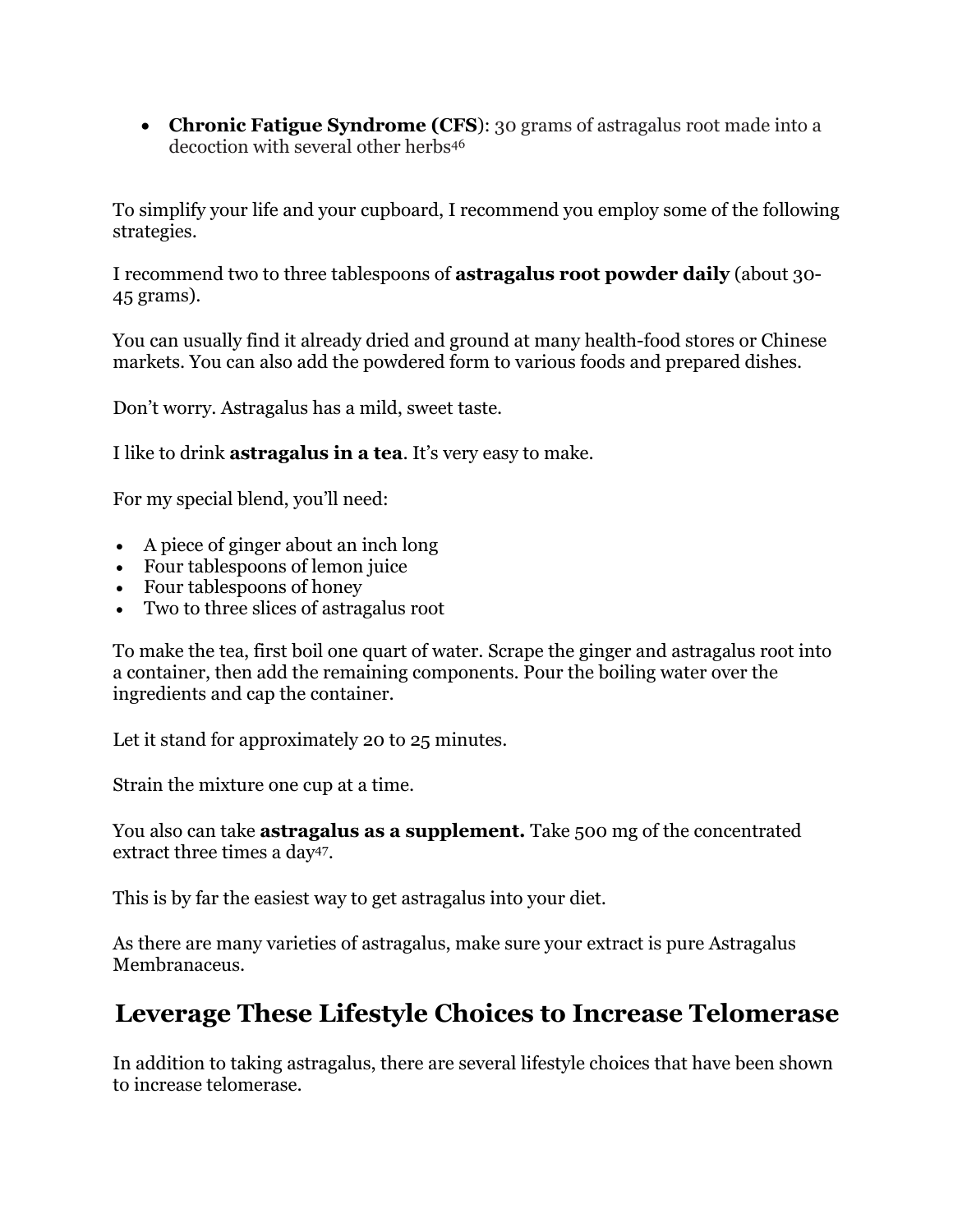- **Chronic Fatigue Syndrome (CFS)**: 30 grams of astragalus root made into a decoction with several other herbs[46]

To simplify your life and your cupboard, I recommend you employ some of the following strategies.

I recommend two to three tablespoons of **astragalus root powder daily** (about 30-45 grams).

You can usually find it already dried and ground at many health-food stores or Chinese markets. You can also add the powdered form to various foods and prepared dishes.

Don't worry. Astragalus has a mild, sweet taste.

I like to drink **astragalus in a tea**. It's very easy to make.

For my special blend, you'll need:

- A piece of ginger about an inch long
- Four tablespoons of lemon juice
- Four tablespoons of honey
- Two to three slices of astragalus root

To make the tea, first boil one quart of water. Scrape the ginger and astragalus root into a container, then add the remaining components. Pour the boiling water over the ingredients and cap the container.

Let it stand for approximately 20 to 25 minutes.

Strain the mixture one cup at a time.

You also can take **astragalus as a supplement.** Take 500 mg of the concentrated extract three times a day[47].

This is by far the easiest way to get astragalus into your diet.

As there are many varieties of astragalus, make sure your extract is pure Astragalus Membranaceus.

## Leverage These Lifestyle Choices to Increase Telomerase

In addition to taking astragalus, there are several lifestyle choices that have been shown to increase telomerase.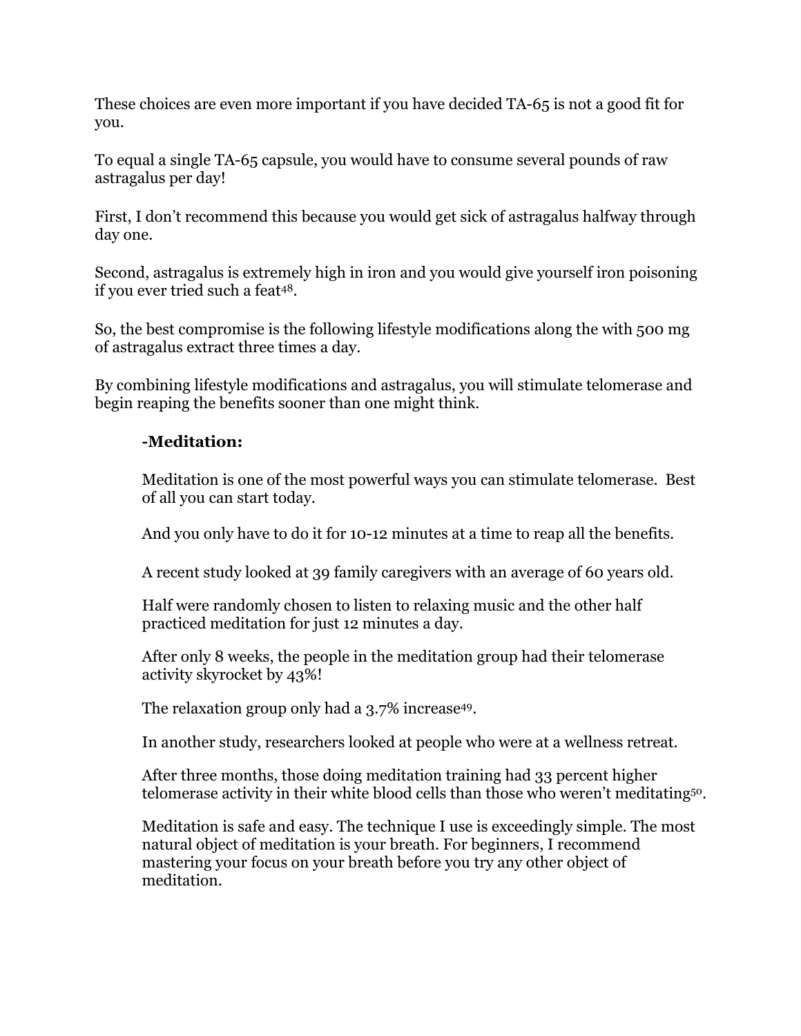These choices are even more important if you have decided TA-65 is not a good fit for you.

To equal a single TA-65 capsule, you would have to consume several pounds of raw astragalus per day!

First, I don't recommend this because you would get sick of astragalus halfway through day one.

Second, astragalus is extremely high in iron and you would give yourself iron poisoning if you ever tried such a feat[48].

So, the best compromise is the following lifestyle modifications along the with 500 mg of astragalus extract three times a day.

By combining lifestyle modifications and astragalus, you will stimulate telomerase and begin reaping the benefits sooner than one might think.

**-Meditation:**

Meditation is one of the most powerful ways you can stimulate telomerase. Best of all you can start today.

And you only have to do it for 10-12 minutes at a time to reap all the benefits.

A recent study looked at 39 family caregivers with an average of 60 years old.

Half were randomly chosen to listen to relaxing music and the other half practiced meditation for just 12 minutes a day.

After only 8 weeks, the people in the meditation group had their telomerase activity skyrocket by 43%!

The relaxation group only had a 3.7% increase[49].

In another study, researchers looked at people who were at a wellness retreat.

After three months, those doing meditation training had 33 percent higher telomerase activity in their white blood cells than those who weren't meditating[50].

Meditation is safe and easy. The technique I use is exceedingly simple. The most natural object of meditation is your breath. For beginners, I recommend mastering your focus on your breath before you try any other object of meditation.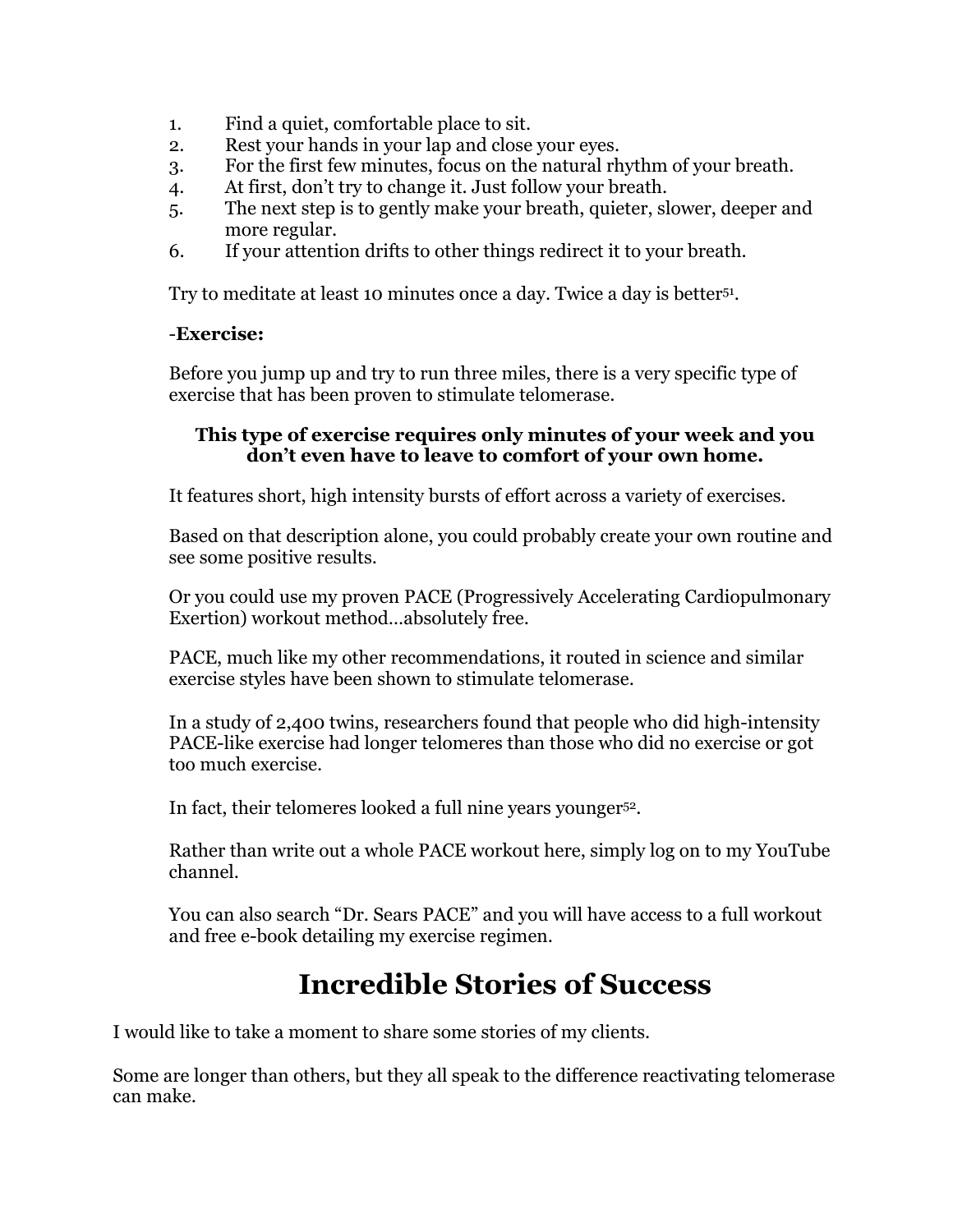1. Find a quiet, comfortable place to sit.
2. Rest your hands in your lap and close your eyes.
3. For the first few minutes, focus on the natural rhythm of your breath.
4. At first, don't try to change it. Just follow your breath.
5. The next step is to gently make your breath, quieter, slower, deeper and more regular.
6. If your attention drifts to other things redirect it to your breath.

Try to meditate at least 10 minutes once a day. Twice a day is better[51].

-**Exercise:**

Before you jump up and try to run three miles, there is a very specific type of exercise that has been proven to stimulate telomerase.

**This type of exercise requires only minutes of your week and you don't even have to leave to comfort of your own home.**

It features short, high intensity bursts of effort across a variety of exercises.

Based on that description alone, you could probably create your own routine and see some positive results.

Or you could use my proven PACE (Progressively Accelerating Cardiopulmonary Exertion) workout method…absolutely free.

PACE, much like my other recommendations, it routed in science and similar exercise styles have been shown to stimulate telomerase.

In a study of 2,400 twins, researchers found that people who did high-intensity PACE-like exercise had longer telomeres than those who did no exercise or got too much exercise.

In fact, their telomeres looked a full nine years younger[52].

Rather than write out a whole PACE workout here, simply log on to my YouTube channel.

You can also search "Dr. Sears PACE" and you will have access to a full workout and free e-book detailing my exercise regimen.

# Incredible Stories of Success

I would like to take a moment to share some stories of my clients.

Some are longer than others, but they all speak to the difference reactivating telomerase can make.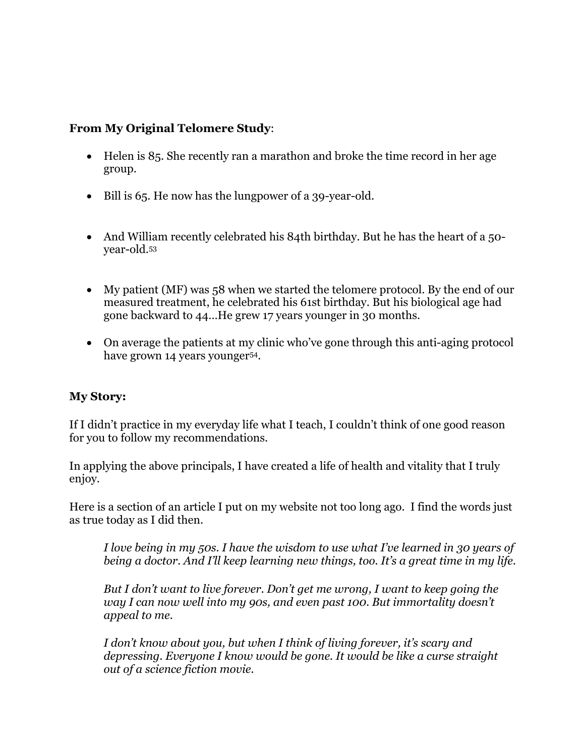**From My Original Telomere Study**:

- Helen is 85. She recently ran a marathon and broke the time record in her age group.
- Bill is 65. He now has the lungpower of a 39-year-old.
- And William recently celebrated his 84th birthday. But he has the heart of a 50-year-old.[53]
- My patient (MF) was 58 when we started the telomere protocol. By the end of our measured treatment, he celebrated his 61st birthday. But his biological age had gone backward to 44…He grew 17 years younger in 30 months.
- On average the patients at my clinic who've gone through this anti-aging protocol have grown 14 years younger[54].

**My Story:**

If I didn't practice in my everyday life what I teach, I couldn't think of one good reason for you to follow my recommendations.

In applying the above principals, I have created a life of health and vitality that I truly enjoy.

Here is a section of an article I put on my website not too long ago. I find the words just as true today as I did then.

> *I love being in my 50s. I have the wisdom to use what I've learned in 30 years of being a doctor. And I'll keep learning new things, too. It's a great time in my life.*
>
> *But I don't want to live forever. Don't get me wrong, I want to keep going the way I can now well into my 90s, and even past 100. But immortality doesn't appeal to me.*
>
> *I don't know about you, but when I think of living forever, it's scary and depressing. Everyone I know would be gone. It would be like a curse straight out of a science fiction movie.*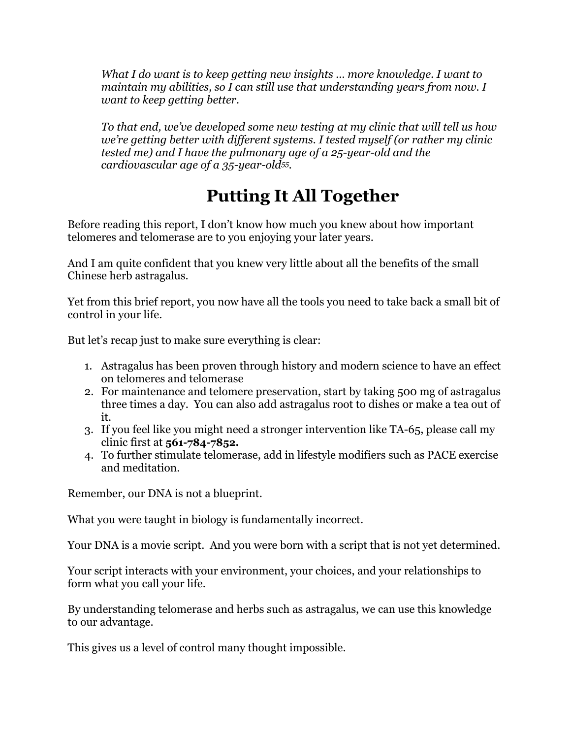*What I do want is to keep getting new insights … more knowledge. I want to maintain my abilities, so I can still use that understanding years from now. I want to keep getting better.*

*To that end, we've developed some new testing at my clinic that will tell us how we're getting better with different systems. I tested myself (or rather my clinic tested me) and I have the pulmonary age of a 25-year-old and the cardiovascular age of a 35-year-old[55].*

# Putting It All Together

Before reading this report, I don't know how much you knew about how important telomeres and telomerase are to you enjoying your later years.

And I am quite confident that you knew very little about all the benefits of the small Chinese herb astragalus.

Yet from this brief report, you now have all the tools you need to take back a small bit of control in your life.

But let's recap just to make sure everything is clear:

1. Astragalus has been proven through history and modern science to have an effect on telomeres and telomerase
2. For maintenance and telomere preservation, start by taking 500 mg of astragalus three times a day. You can also add astragalus root to dishes or make a tea out of it.
3. If you feel like you might need a stronger intervention like TA-65, please call my clinic first at **561-784-7852.**
4. To further stimulate telomerase, add in lifestyle modifiers such as PACE exercise and meditation.

Remember, our DNA is not a blueprint.

What you were taught in biology is fundamentally incorrect.

Your DNA is a movie script. And you were born with a script that is not yet determined.

Your script interacts with your environment, your choices, and your relationships to form what you call your life.

By understanding telomerase and herbs such as astragalus, we can use this knowledge to our advantage.

This gives us a level of control many thought impossible.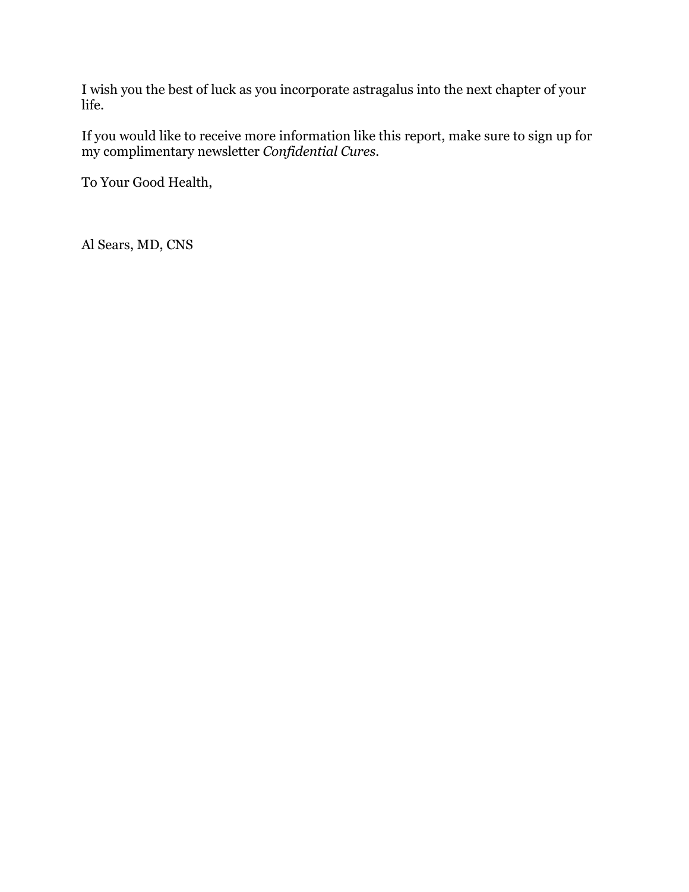I wish you the best of luck as you incorporate astragalus into the next chapter of your life.

If you would like to receive more information like this report, make sure to sign up for my complimentary newsletter *Confidential Cures*.

To Your Good Health,

Al Sears, MD, CNS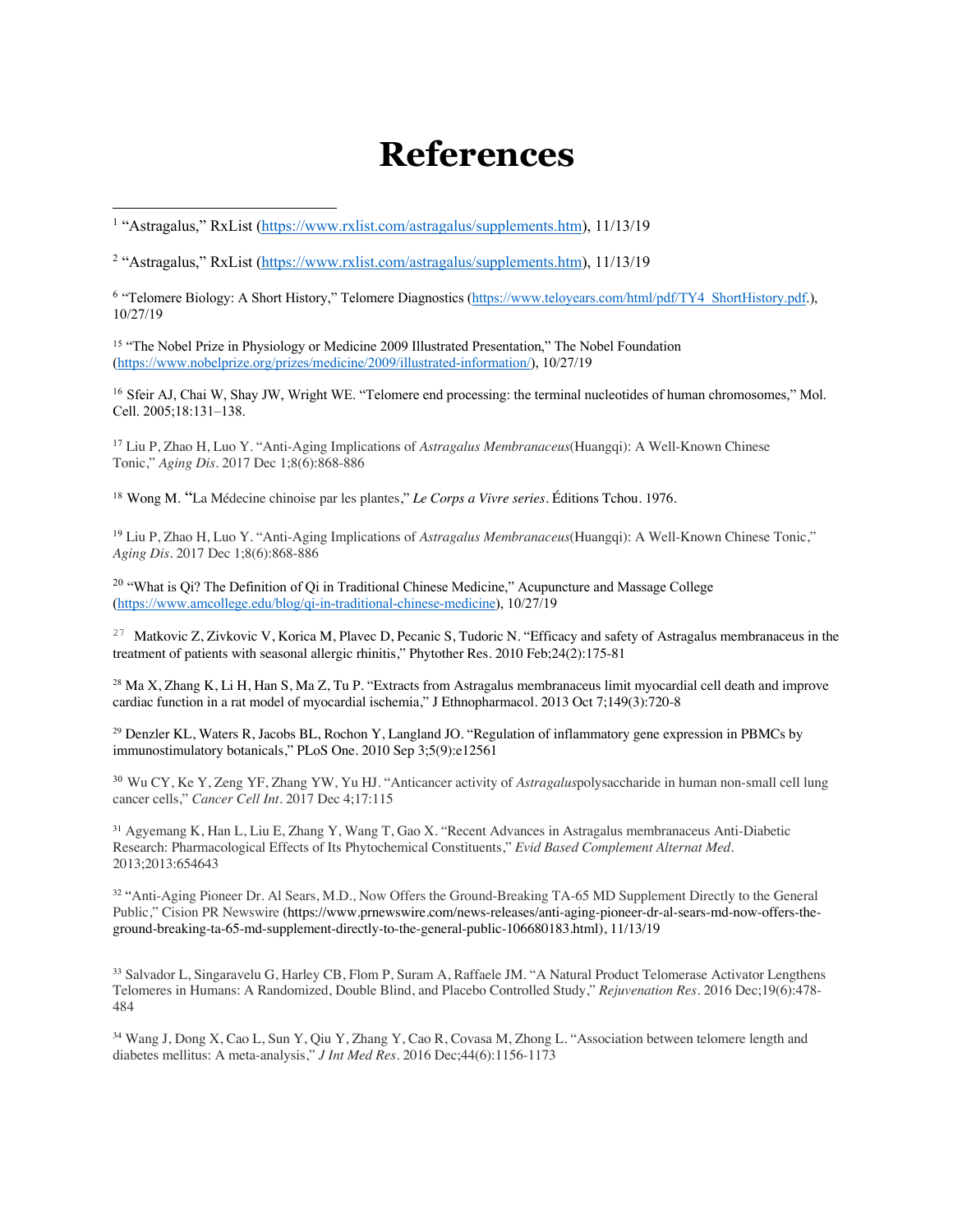# References

[1] "Astragalus," RxList (https://www.rxlist.com/astragalus/supplements.htm), 11/13/19

[2] "Astragalus," RxList (https://www.rxlist.com/astragalus/supplements.htm), 11/13/19

[6] "Telomere Biology: A Short History," Telomere Diagnostics (https://www.teloyears.com/html/pdf/TY4_ShortHistory.pdf.), 10/27/19

[15] "The Nobel Prize in Physiology or Medicine 2009 Illustrated Presentation," The Nobel Foundation (https://www.nobelprize.org/prizes/medicine/2009/illustrated-information/), 10/27/19

[16] Sfeir AJ, Chai W, Shay JW, Wright WE. "Telomere end processing: the terminal nucleotides of human chromosomes," Mol. Cell. 2005;18:131–138.

[17] Liu P, Zhao H, Luo Y. "Anti-Aging Implications of *Astragalus Membranaceus*(Huangqi): A Well-Known Chinese Tonic," *Aging Dis*. 2017 Dec 1;8(6):868-886

[18] Wong M. "La Médecine chinoise par les plantes," *Le Corps a Vivre series*. Éditions Tchou. 1976.

[19] Liu P, Zhao H, Luo Y. "Anti-Aging Implications of *Astragalus Membranaceus*(Huangqi): A Well-Known Chinese Tonic," *Aging Dis*. 2017 Dec 1;8(6):868-886

[20] "What is Qi? The Definition of Qi in Traditional Chinese Medicine," Acupuncture and Massage College (https://www.amcollege.edu/blog/qi-in-traditional-chinese-medicine), 10/27/19

[27] Matkovic Z, Zivkovic V, Korica M, Plavec D, Pecanic S, Tudoric N. "Efficacy and safety of Astragalus membranaceus in the treatment of patients with seasonal allergic rhinitis," Phytother Res. 2010 Feb;24(2):175-81

[28] Ma X, Zhang K, Li H, Han S, Ma Z, Tu P. "Extracts from Astragalus membranaceus limit myocardial cell death and improve cardiac function in a rat model of myocardial ischemia," J Ethnopharmacol. 2013 Oct 7;149(3):720-8

[29] Denzler KL, Waters R, Jacobs BL, Rochon Y, Langland JO. "Regulation of inflammatory gene expression in PBMCs by immunostimulatory botanicals," PLoS One. 2010 Sep 3;5(9):e12561

[30] Wu CY, Ke Y, Zeng YF, Zhang YW, Yu HJ. "Anticancer activity of *Astragalus*polysaccharide in human non-small cell lung cancer cells," *Cancer Cell Int*. 2017 Dec 4;17:115

[31] Agyemang K, Han L, Liu E, Zhang Y, Wang T, Gao X. "Recent Advances in Astragalus membranaceus Anti-Diabetic Research: Pharmacological Effects of Its Phytochemical Constituents," *Evid Based Complement Alternat Med*. 2013;2013:654643

[32] "Anti-Aging Pioneer Dr. Al Sears, M.D., Now Offers the Ground-Breaking TA-65 MD Supplement Directly to the General Public," Cision PR Newswire (https://www.prnewswire.com/news-releases/anti-aging-pioneer-dr-al-sears-md-now-offers-the-ground-breaking-ta-65-md-supplement-directly-to-the-general-public-106680183.html), 11/13/19

[33] Salvador L, Singaravelu G, Harley CB, Flom P, Suram A, Raffaele JM. "A Natural Product Telomerase Activator Lengthens Telomeres in Humans: A Randomized, Double Blind, and Placebo Controlled Study," *Rejuvenation Res*. 2016 Dec;19(6):478-484

[34] Wang J, Dong X, Cao L, Sun Y, Qiu Y, Zhang Y, Cao R, Covasa M, Zhong L. "Association between telomere length and diabetes mellitus: A meta-analysis," *J Int Med Res*. 2016 Dec;44(6):1156-1173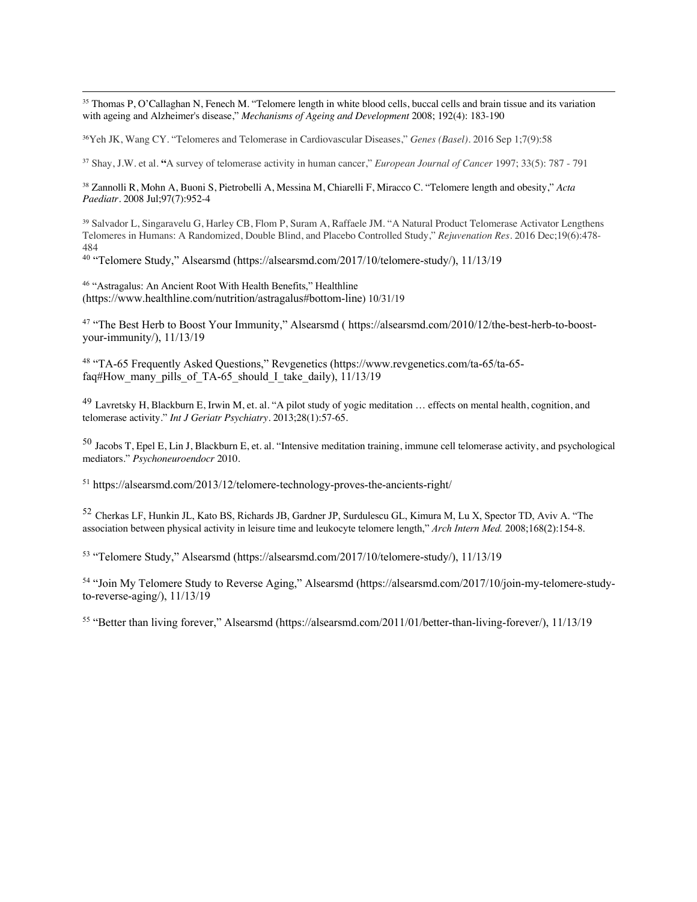[35] Thomas P, O'Callaghan N, Fenech M. "Telomere length in white blood cells, buccal cells and brain tissue and its variation with ageing and Alzheimer's disease," *Mechanisms of Ageing and Development* 2008; 192(4): 183-190

[36] Yeh JK, Wang CY. "Telomeres and Telomerase in Cardiovascular Diseases," *Genes (Basel)*. 2016 Sep 1;7(9):58

[37] Shay, J.W. et al. **"**A survey of telomerase activity in human cancer," *European Journal of Cancer* 1997; 33(5): 787 - 791

[38] Zannolli R, Mohn A, Buoni S, Pietrobelli A, Messina M, Chiarelli F, Miracco C. "Telomere length and obesity," *Acta Paediatr*. 2008 Jul;97(7):952-4

[39] Salvador L, Singaravelu G, Harley CB, Flom P, Suram A, Raffaele JM. "A Natural Product Telomerase Activator Lengthens Telomeres in Humans: A Randomized, Double Blind, and Placebo Controlled Study," *Rejuvenation Res*. 2016 Dec;19(6):478-484

[40] "Telomere Study," Alsearsmd (https://alsearsmd.com/2017/10/telomere-study/), 11/13/19

[46] "Astragalus: An Ancient Root With Health Benefits," Healthline (https://www.healthline.com/nutrition/astragalus#bottom-line) 10/31/19

[47] "The Best Herb to Boost Your Immunity," Alsearsmd ( https://alsearsmd.com/2010/12/the-best-herb-to-boost-your-immunity/), 11/13/19

[48] "TA-65 Frequently Asked Questions," Revgenetics (https://www.revgenetics.com/ta-65/ta-65-faq#How_many_pills_of_TA-65_should_I_take_daily), 11/13/19

[49] Lavretsky H, Blackburn E, Irwin M, et. al. "A pilot study of yogic meditation … effects on mental health, cognition, and telomerase activity." *Int J Geriatr Psychiatry*. 2013;28(1):57-65.

[50] Jacobs T, Epel E, Lin J, Blackburn E, et. al. "Intensive meditation training, immune cell telomerase activity, and psychological mediators." *Psychoneuroendocr* 2010.

[51] https://alsearsmd.com/2013/12/telomere-technology-proves-the-ancients-right/

[52] Cherkas LF, Hunkin JL, Kato BS, Richards JB, Gardner JP, Surdulescu GL, Kimura M, Lu X, Spector TD, Aviv A. "The association between physical activity in leisure time and leukocyte telomere length," *Arch Intern Med.* 2008;168(2):154-8.

[53] "Telomere Study," Alsearsmd (https://alsearsmd.com/2017/10/telomere-study/), 11/13/19

[54] "Join My Telomere Study to Reverse Aging," Alsearsmd (https://alsearsmd.com/2017/10/join-my-telomere-study-to-reverse-aging/), 11/13/19

[55] "Better than living forever," Alsearsmd (https://alsearsmd.com/2011/01/better-than-living-forever/), 11/13/19